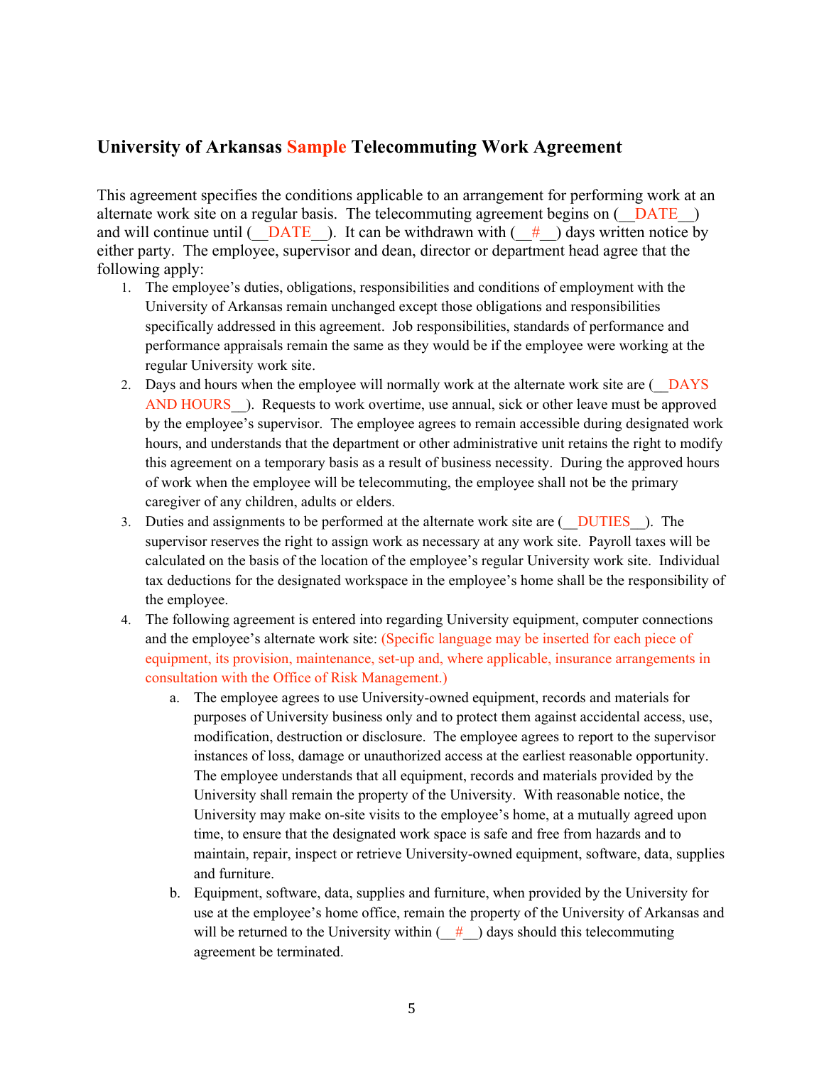## University of Arkansas Sample Telecommuting Work Agreement

This agreement specifies the conditions applicable to an arrangement for performing work at an alternate work site on a regular basis. The telecommuting agreement begins on (__DATE__) and will continue until (__DATE__). It can be withdrawn with (__#__) days written notice by either party. The employee, supervisor and dean, director or department head agree that the following apply:

1. The employee's duties, obligations, responsibilities and conditions of employment with the University of Arkansas remain unchanged except those obligations and responsibilities specifically addressed in this agreement. Job responsibilities, standards of performance and performance appraisals remain the same as they would be if the employee were working at the regular University work site.
2. Days and hours when the employee will normally work at the alternate work site are (__DAYS AND HOURS__). Requests to work overtime, use annual, sick or other leave must be approved by the employee's supervisor. The employee agrees to remain accessible during designated work hours, and understands that the department or other administrative unit retains the right to modify this agreement on a temporary basis as a result of business necessity. During the approved hours of work when the employee will be telecommuting, the employee shall not be the primary caregiver of any children, adults or elders.
3. Duties and assignments to be performed at the alternate work site are (__DUTIES__). The supervisor reserves the right to assign work as necessary at any work site. Payroll taxes will be calculated on the basis of the location of the employee's regular University work site. Individual tax deductions for the designated workspace in the employee's home shall be the responsibility of the employee.
4. The following agreement is entered into regarding University equipment, computer connections and the employee's alternate work site: (Specific language may be inserted for each piece of equipment, its provision, maintenance, set-up and, where applicable, insurance arrangements in consultation with the Office of Risk Management.)
   a. The employee agrees to use University-owned equipment, records and materials for purposes of University business only and to protect them against accidental access, use, modification, destruction or disclosure. The employee agrees to report to the supervisor instances of loss, damage or unauthorized access at the earliest reasonable opportunity. The employee understands that all equipment, records and materials provided by the University shall remain the property of the University. With reasonable notice, the University may make on-site visits to the employee's home, at a mutually agreed upon time, to ensure that the designated work space is safe and free from hazards and to maintain, repair, inspect or retrieve University-owned equipment, software, data, supplies and furniture.
   b. Equipment, software, data, supplies and furniture, when provided by the University for use at the employee's home office, remain the property of the University of Arkansas and will be returned to the University within (__#__) days should this telecommuting agreement be terminated.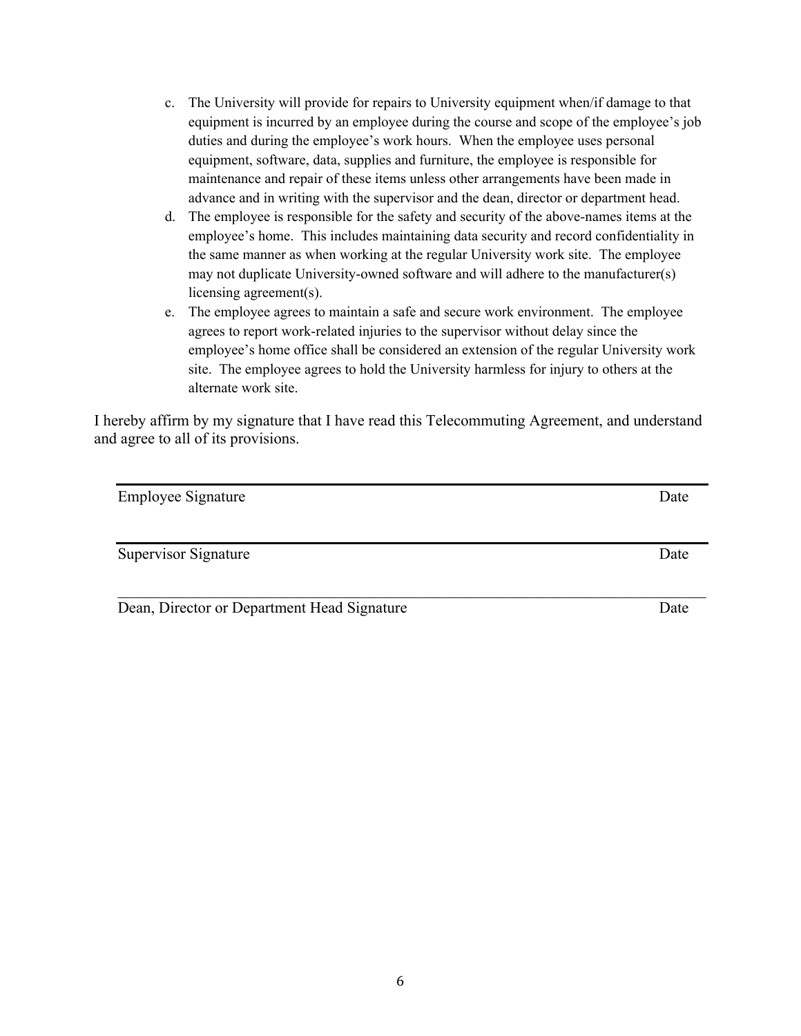c. The University will provide for repairs to University equipment when/if damage to that equipment is incurred by an employee during the course and scope of the employee's job duties and during the employee's work hours. When the employee uses personal equipment, software, data, supplies and furniture, the employee is responsible for maintenance and repair of these items unless other arrangements have been made in advance and in writing with the supervisor and the dean, director or department head.

d. The employee is responsible for the safety and security of the above-names items at the employee's home. This includes maintaining data security and record confidentiality in the same manner as when working at the regular University work site. The employee may not duplicate University-owned software and will adhere to the manufacturer(s) licensing agreement(s).

e. The employee agrees to maintain a safe and secure work environment. The employee agrees to report work-related injuries to the supervisor without delay since the employee's home office shall be considered an extension of the regular University work site. The employee agrees to hold the University harmless for injury to others at the alternate work site.

I hereby affirm by my signature that I have read this Telecommuting Agreement, and understand and agree to all of its provisions.

\_\_\_\_\_\_\_\_\_\_\_\_\_\_\_\_\_\_\_\_\_\_\_\_\_\_\_\_\_\_\_\_\_\_\_\_\_\_\_\_\_\_\_\_\_\_\_\_

Employee Signature　　　　　　　　　　　　　　　　　　　Date

\_\_\_\_\_\_\_\_\_\_\_\_\_\_\_\_\_\_\_\_\_\_\_\_\_\_\_\_\_\_\_\_\_\_\_\_\_\_\_\_\_\_\_\_\_\_\_\_

Supervisor Signature　　　　　　　　　　　　　　　　　　　Date

\_\_\_\_\_\_\_\_\_\_\_\_\_\_\_\_\_\_\_\_\_\_\_\_\_\_\_\_\_\_\_\_\_\_\_\_\_\_\_\_\_\_\_\_\_\_\_\_

Dean, Director or Department Head Signature　　　　　　　　Date